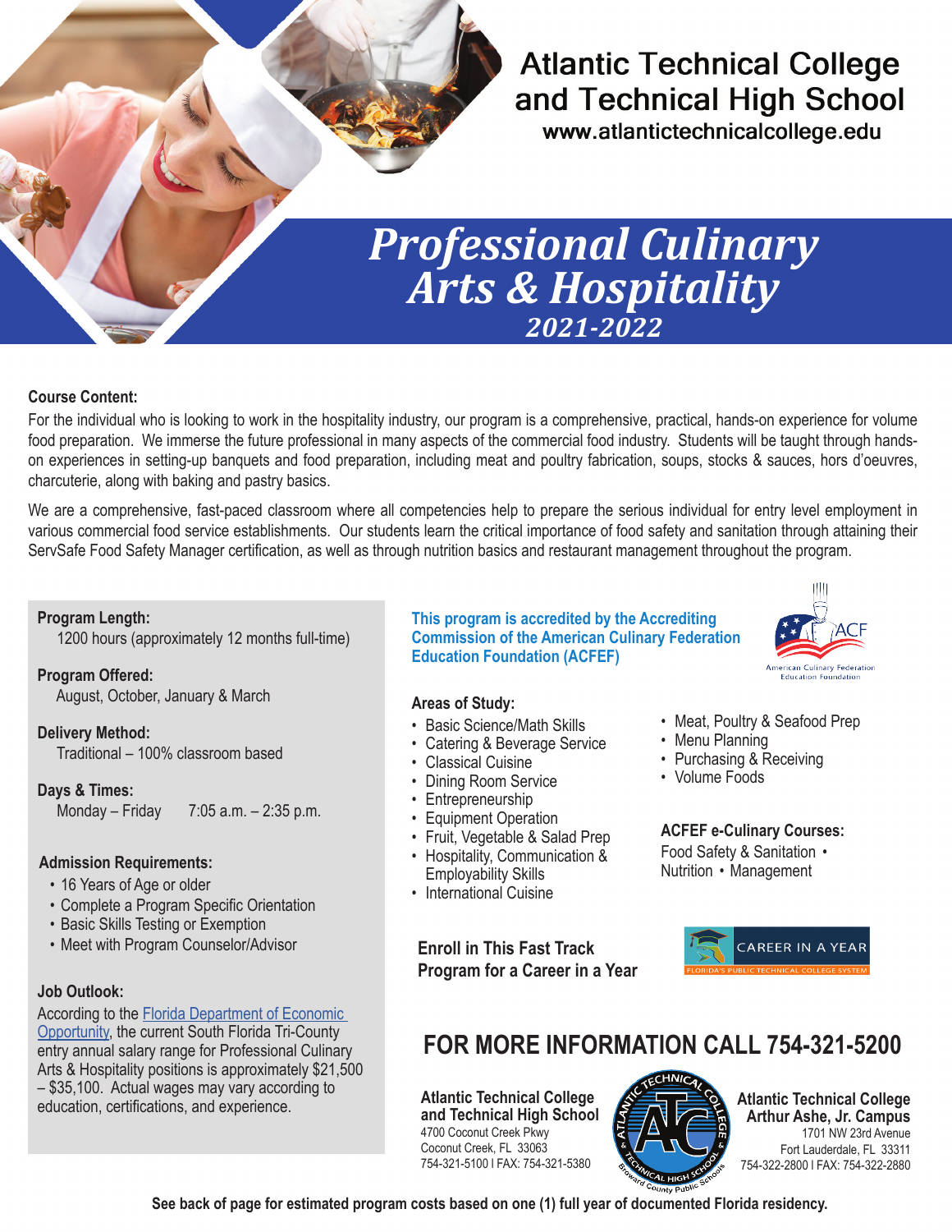# Atlantic Technical College and Technical High School

www.atlantictechnicalcollege.edu

# *Professional Culinary Arts & Hospitality*

## *2021-2022*

**Course Content:**

For the individual who is looking to work in the hospitality industry, our program is a comprehensive, practical, hands-on experience for volume food preparation. We immerse the future professional in many aspects of the commercial food industry. Students will be taught through hands-on experiences in setting-up banquets and food preparation, including meat and poultry fabrication, soups, stocks & sauces, hors d'oeuvres, charcuterie, along with baking and pastry basics.

We are a comprehensive, fast-paced classroom where all competencies help to prepare the serious individual for entry level employment in various commercial food service establishments. Our students learn the critical importance of food safety and sanitation through attaining their ServSafe Food Safety Manager certification, as well as through nutrition basics and restaurant management throughout the program.

**Program Length:**
1200 hours (approximately 12 months full-time)

**Program Offered:**
August, October, January & March

**Delivery Method:**
Traditional – 100% classroom based

**Days & Times:**
Monday – Friday 7:05 a.m. – 2:35 p.m.

**Admission Requirements:**

- 16 Years of Age or older
- Complete a Program Specific Orientation
- Basic Skills Testing or Exemption
- Meet with Program Counselor/Advisor

**Job Outlook:**

According to the Florida Department of Economic Opportunity, the current South Florida Tri-County entry annual salary range for Professional Culinary Arts & Hospitality positions is approximately $21,500 – $35,100. Actual wages may vary according to education, certifications, and experience.

**This program is accredited by the Accrediting Commission of the American Culinary Federation Education Foundation (ACFEF)**

**Areas of Study:**

- Basic Science/Math Skills
- Catering & Beverage Service
- Classical Cuisine
- Dining Room Service
- Entrepreneurship
- Equipment Operation
- Fruit, Vegetable & Salad Prep
- Hospitality, Communication & Employability Skills
- International Cuisine
- Meat, Poultry & Seafood Prep
- Menu Planning
- Purchasing & Receiving
- Volume Foods

**ACFEF e-Culinary Courses:**
Food Safety & Sanitation • Nutrition • Management

**Enroll in This Fast Track Program for a Career in a Year**

CAREER IN A YEAR
FLORIDA'S PUBLIC TECHNICAL COLLEGE SYSTEM

## FOR MORE INFORMATION CALL 754-321-5200

**Atlantic Technical College and Technical High School**
4700 Coconut Creek Pkwy
Coconut Creek, FL 33063
754-321-5100 I FAX: 754-321-5380

**Atlantic Technical College Arthur Ashe, Jr. Campus**
1701 NW 23rd Avenue
Fort Lauderdale, FL 33311
754-322-2800 I FAX: 754-322-2880

**See back of page for estimated program costs based on one (1) full year of documented Florida residency.**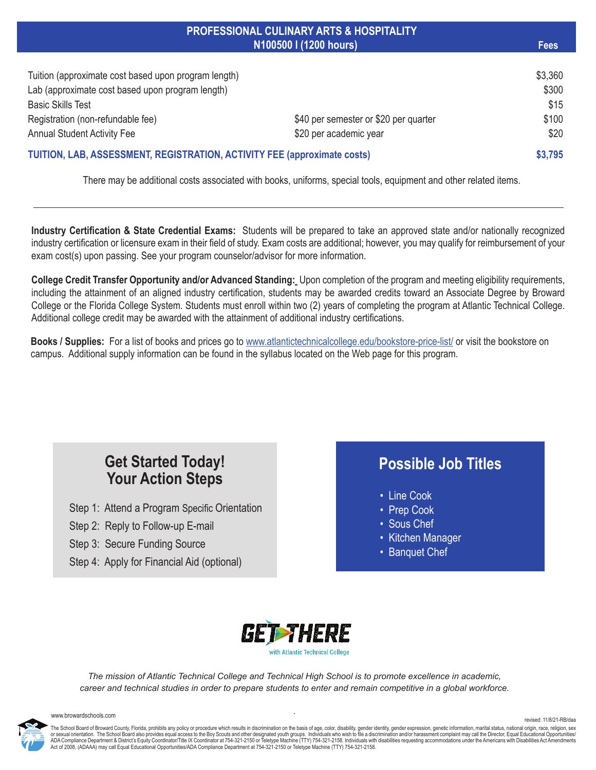| PROFESSIONAL CULINARY ARTS & HOSPITALITY N100500 I (1200 hours) | | Fees |
|---|---|---|
| Tuition (approximate cost based upon program length) | | $3,360 |
| Lab (approximate cost based upon program length) | | $300 |
| Basic Skills Test | | $15 |
| Registration (non-refundable fee) | $40 per semester or $20 per quarter | $100 |
| Annual Student Activity Fee | $20 per academic year | $20 |
| **TUITION, LAB, ASSESSMENT, REGISTRATION, ACTIVITY FEE (approximate costs)** | | **$3,795** |

There may be additional costs associated with books, uniforms, special tools, equipment and other related items.

---

**Industry Certification & State Credential Exams:** Students will be prepared to take an approved state and/or nationally recognized industry certification or licensure exam in their field of study. Exam costs are additional; however, you may qualify for reimbursement of your exam cost(s) upon passing. See your program counselor/advisor for more information.

**College Credit Transfer Opportunity and/or Advanced Standing:** Upon completion of the program and meeting eligibility requirements, including the attainment of an aligned industry certification, students may be awarded credits toward an Associate Degree by Broward College or the Florida College System. Students must enroll within two (2) years of completing the program at Atlantic Technical College. Additional college credit may be awarded with the attainment of additional industry certifications.

**Books / Supplies:** For a list of books and prices go to www.atlantictechnicalcollege.edu/bookstore-price-list/ or visit the bookstore on campus. Additional supply information can be found in the syllabus located on the Web page for this program.

## Get Started Today! Your Action Steps

Step 1: Attend a Program Specific Orientation
Step 2: Reply to Follow-up E-mail
Step 3: Secure Funding Source
Step 4: Apply for Financial Aid (optional)

## Possible Job Titles

- Line Cook
- Prep Cook
- Sous Chef
- Kitchen Manager
- Banquet Chef

GET THERE with Atlantic Technical College

*The mission of Atlantic Technical College and Technical High School is to promote excellence in academic, career and technical studies in order to prepare students to enter and remain competitive in a global workforce.*

www.browardschools.com

revised: 11/8/21-RB/daa

The School Board of Broward County, Florida, prohibits any policy or procedure which results in discrimination on the basis of age, color, disability, gender identity, gender expression, genetic information, marital status, national origin, race, religion, sex or sexual orientation. The School Board also provides equal access to the Boy Scouts and other designated youth groups. Individuals who wish to file a discrimination and/or harassment complaint may call the Director, Equal Educational Opportunities/ADA Compliance Department & District's Equity Coordinator/Title IX Coordinator at 754-321-2150 or Teletype Machine (TTY) 754-321-2158. Individuals with disabilities requesting accommodations under the Americans with Disabilities Act Amendments Act of 2008, (ADAAA) may call Equal Educational Opportunities/ADA Compliance Department at 754-321-2150 or Teletype Machine (TTY) 754-321-2158.